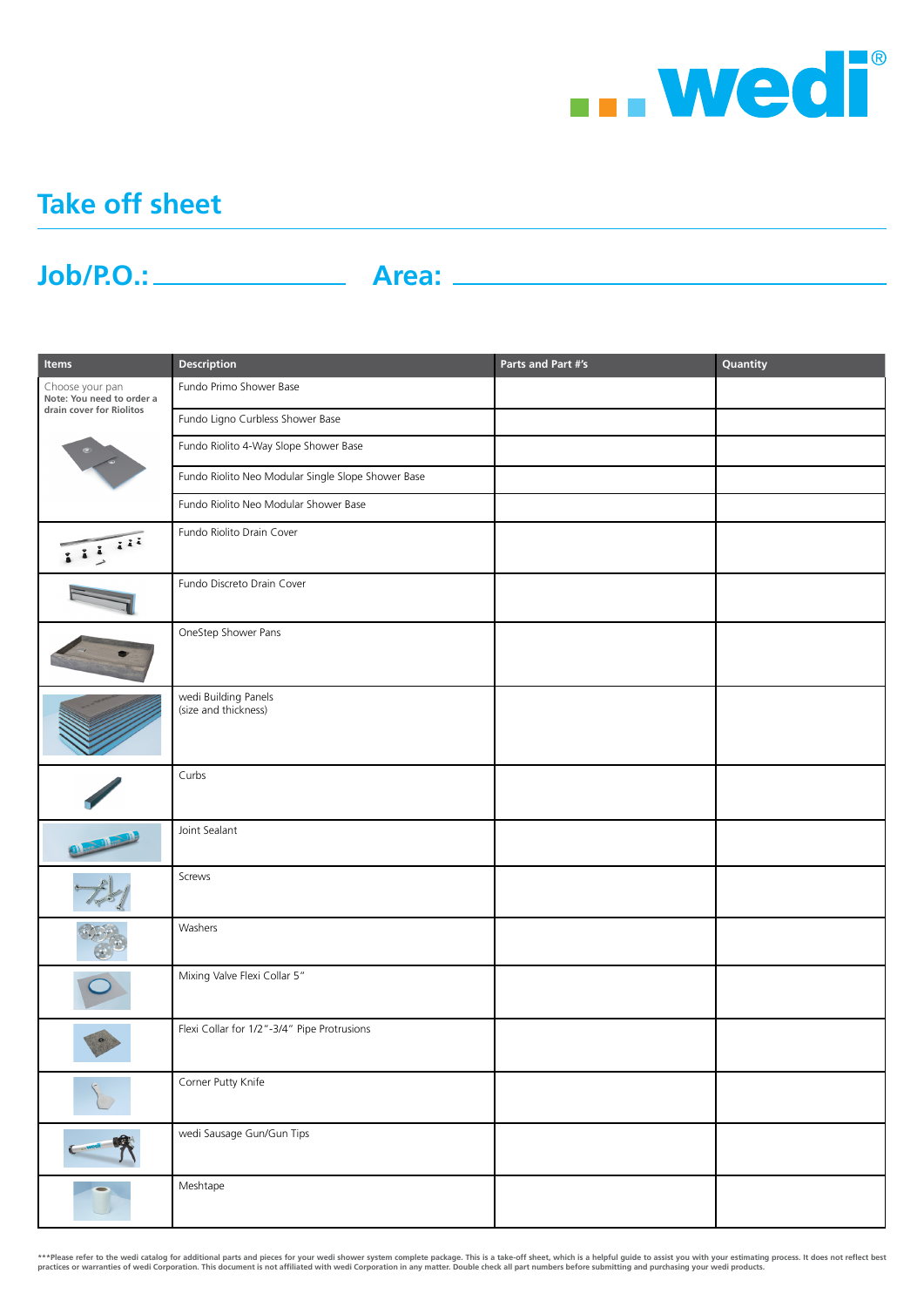# Take off sheet

**Job/P.O.:** ________________ **Area:** ________________________________

| Items | Description | Parts and Part #'s | Quantity |
|---|---|---|---|
| Choose your pan **Note: You need to order a drain cover for Riolitos** | Fundo Primo Shower Base | | |
| | Fundo Ligno Curbless Shower Base | | |
| | Fundo Riolito 4-Way Slope Shower Base | | |
| | Fundo Riolito Neo Modular Single Slope Shower Base | | |
| | Fundo Riolito Neo Modular Shower Base | | |
| | Fundo Riolito Drain Cover | | |
| | Fundo Discreto Drain Cover | | |
| | OneStep Shower Pans | | |
| | wedi Building Panels (size and thickness) | | |
| | Curbs | | |
| | Joint Sealant | | |
| | Screws | | |
| | Washers | | |
| | Mixing Valve Flexi Collar 5" | | |
| | Flexi Collar for 1/2"-3/4" Pipe Protrusions | | |
| | Corner Putty Knife | | |
| | wedi Sausage Gun/Gun Tips | | |
| | Meshtape | | |

***Please refer to the wedi catalog for additional parts and pieces for your wedi shower system complete package. This is a take-off sheet, which is a helpful guide to assist you with your estimating process. It does not reflect best practices or warranties of wedi Corporation. This document is not affiliated with wedi Corporation in any matter. Double check all part numbers before submitting and purchasing your wedi products.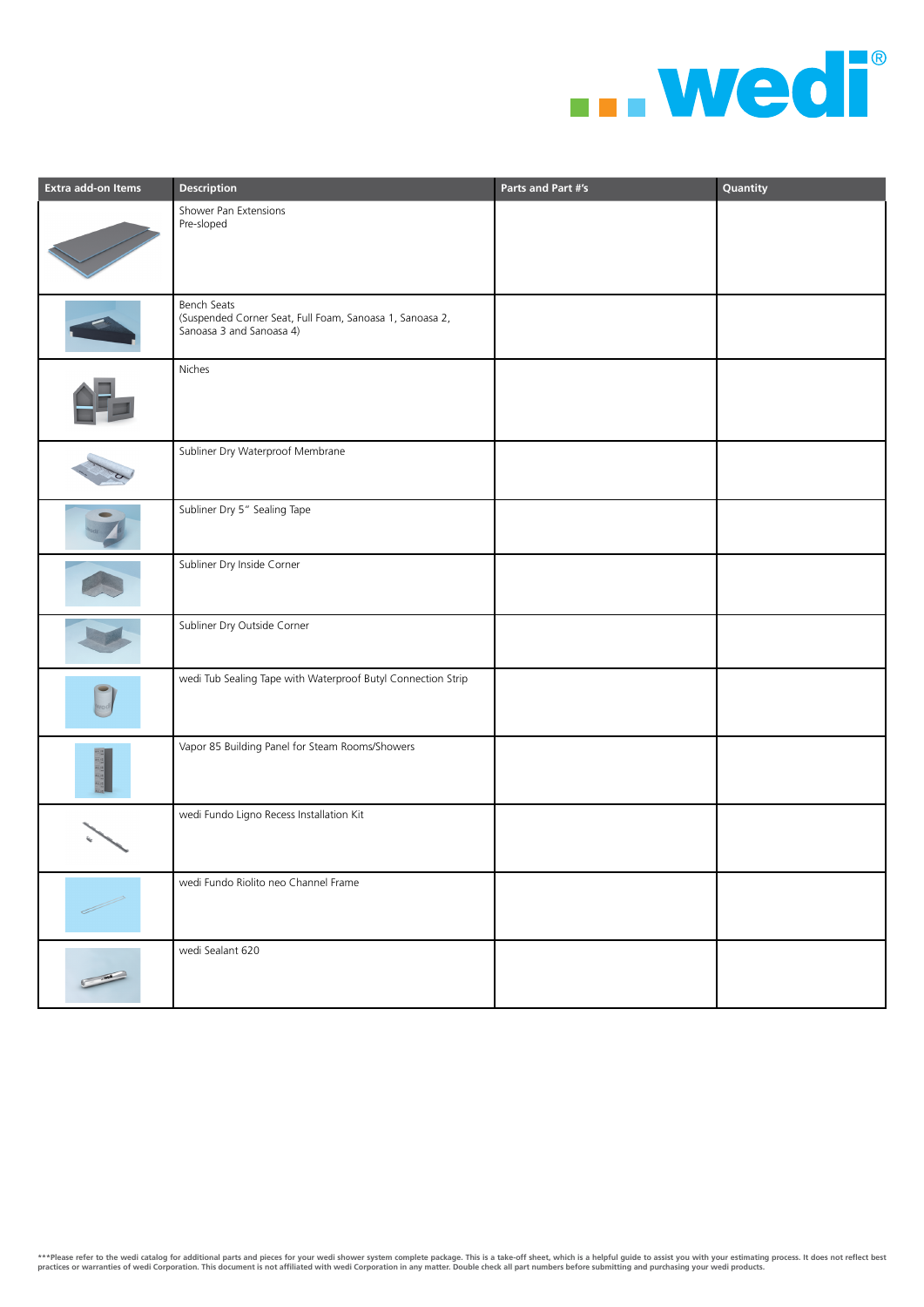| Extra add-on Items | Description | Parts and Part #'s | Quantity |
|---|---|---|---|
| | Shower Pan Extensions<br>Pre-sloped | | |
| | Bench Seats<br>(Suspended Corner Seat, Full Foam, Sanoasa 1, Sanoasa 2, Sanoasa 3 and Sanoasa 4) | | |
| | Niches | | |
| | Subliner Dry Waterproof Membrane | | |
| | Subliner Dry 5" Sealing Tape | | |
| | Subliner Dry Inside Corner | | |
| | Subliner Dry Outside Corner | | |
| | wedi Tub Sealing Tape with Waterproof Butyl Connection Strip | | |
| | Vapor 85 Building Panel for Steam Rooms/Showers | | |
| | wedi Fundo Ligno Recess Installation Kit | | |
| | wedi Fundo Riolito neo Channel Frame | | |
| | wedi Sealant 620 | | |

***Please refer to the wedi catalog for additional parts and pieces for your wedi shower system complete package. This is a take-off sheet, which is a helpful guide to assist you with your estimating process. It does not reflect best practices or warranties of wedi Corporation. This document is not affiliated with wedi Corporation in any matter. Double check all part numbers before submitting and purchasing your wedi products.